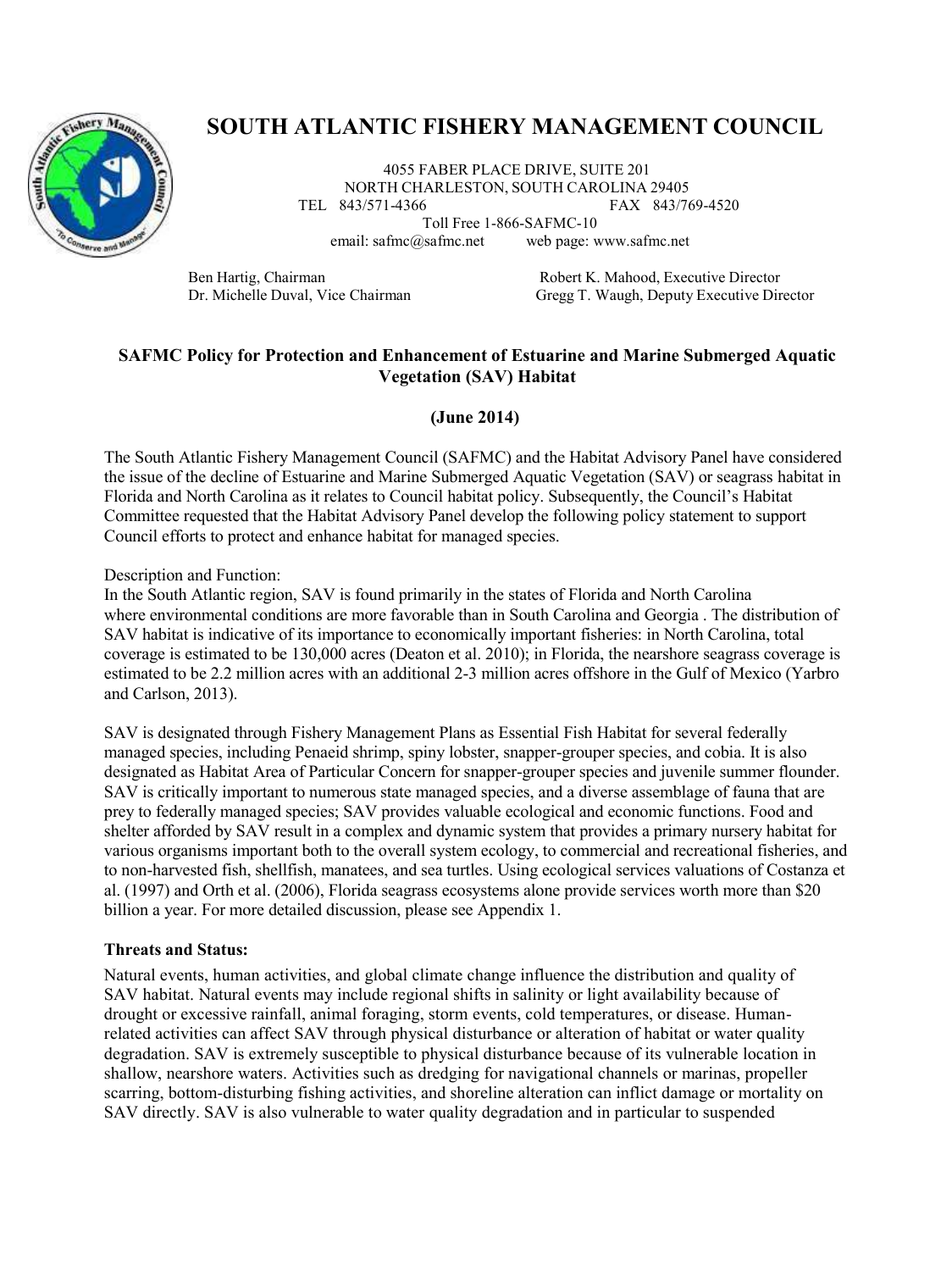# SOUTH ATLANTIC FISHERY MANAGEMENT COUNCIL

4055 FABER PLACE DRIVE, SUITE 201
NORTH CHARLESTON, SOUTH CAROLINA 29405
TEL 843/571-4366 FAX 843/769-4520
Toll Free 1-866-SAFMC-10
email: safmc@safmc.net web page: www.safmc.net

Ben Hartig, Chairman
Dr. Michelle Duval, Vice Chairman

Robert K. Mahood, Executive Director
Gregg T. Waugh, Deputy Executive Director

## SAFMC Policy for Protection and Enhancement of Estuarine and Marine Submerged Aquatic Vegetation (SAV) Habitat

**(June 2014)**

The South Atlantic Fishery Management Council (SAFMC) and the Habitat Advisory Panel have considered the issue of the decline of Estuarine and Marine Submerged Aquatic Vegetation (SAV) or seagrass habitat in Florida and North Carolina as it relates to Council habitat policy. Subsequently, the Council's Habitat Committee requested that the Habitat Advisory Panel develop the following policy statement to support Council efforts to protect and enhance habitat for managed species.

Description and Function:
In the South Atlantic region, SAV is found primarily in the states of Florida and North Carolina where environmental conditions are more favorable than in South Carolina and Georgia . The distribution of SAV habitat is indicative of its importance to economically important fisheries: in North Carolina, total coverage is estimated to be 130,000 acres (Deaton et al. 2010); in Florida, the nearshore seagrass coverage is estimated to be 2.2 million acres with an additional 2-3 million acres offshore in the Gulf of Mexico (Yarbro and Carlson, 2013).

SAV is designated through Fishery Management Plans as Essential Fish Habitat for several federally managed species, including Penaeid shrimp, spiny lobster, snapper-grouper species, and cobia. It is also designated as Habitat Area of Particular Concern for snapper-grouper species and juvenile summer flounder. SAV is critically important to numerous state managed species, and a diverse assemblage of fauna that are prey to federally managed species; SAV provides valuable ecological and economic functions. Food and shelter afforded by SAV result in a complex and dynamic system that provides a primary nursery habitat for various organisms important both to the overall system ecology, to commercial and recreational fisheries, and to non-harvested fish, shellfish, manatees, and sea turtles. Using ecological services valuations of Costanza et al. (1997) and Orth et al. (2006), Florida seagrass ecosystems alone provide services worth more than $20 billion a year. For more detailed discussion, please see Appendix 1.

**Threats and Status:**

Natural events, human activities, and global climate change influence the distribution and quality of SAV habitat. Natural events may include regional shifts in salinity or light availability because of drought or excessive rainfall, animal foraging, storm events, cold temperatures, or disease. Human-related activities can affect SAV through physical disturbance or alteration of habitat or water quality degradation. SAV is extremely susceptible to physical disturbance because of its vulnerable location in shallow, nearshore waters. Activities such as dredging for navigational channels or marinas, propeller scarring, bottom-disturbing fishing activities, and shoreline alteration can inflict damage or mortality on SAV directly. SAV is also vulnerable to water quality degradation and in particular to suspended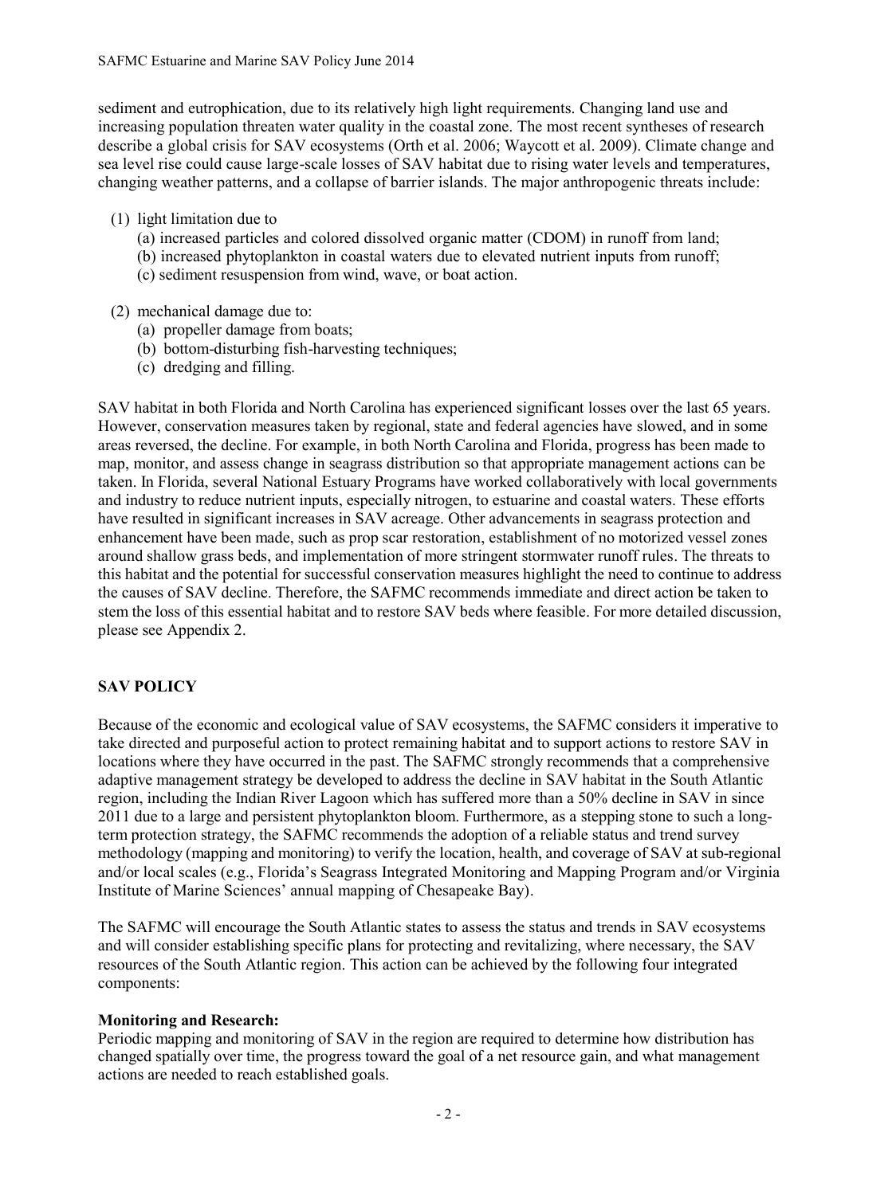sediment and eutrophication, due to its relatively high light requirements. Changing land use and increasing population threaten water quality in the coastal zone. The most recent syntheses of research describe a global crisis for SAV ecosystems (Orth et al. 2006; Waycott et al. 2009). Climate change and sea level rise could cause large-scale losses of SAV habitat due to rising water levels and temperatures, changing weather patterns, and a collapse of barrier islands. The major anthropogenic threats include:

(1) light limitation due to
    (a) increased particles and colored dissolved organic matter (CDOM) in runoff from land;
    (b) increased phytoplankton in coastal waters due to elevated nutrient inputs from runoff;
    (c) sediment resuspension from wind, wave, or boat action.

(2) mechanical damage due to:
    (a) propeller damage from boats;
    (b) bottom-disturbing fish-harvesting techniques;
    (c) dredging and filling.

SAV habitat in both Florida and North Carolina has experienced significant losses over the last 65 years. However, conservation measures taken by regional, state and federal agencies have slowed, and in some areas reversed, the decline. For example, in both North Carolina and Florida, progress has been made to map, monitor, and assess change in seagrass distribution so that appropriate management actions can be taken. In Florida, several National Estuary Programs have worked collaboratively with local governments and industry to reduce nutrient inputs, especially nitrogen, to estuarine and coastal waters. These efforts have resulted in significant increases in SAV acreage. Other advancements in seagrass protection and enhancement have been made, such as prop scar restoration, establishment of no motorized vessel zones around shallow grass beds, and implementation of more stringent stormwater runoff rules. The threats to this habitat and the potential for successful conservation measures highlight the need to continue to address the causes of SAV decline. Therefore, the SAFMC recommends immediate and direct action be taken to stem the loss of this essential habitat and to restore SAV beds where feasible. For more detailed discussion, please see Appendix 2.

## SAV POLICY

Because of the economic and ecological value of SAV ecosystems, the SAFMC considers it imperative to take directed and purposeful action to protect remaining habitat and to support actions to restore SAV in locations where they have occurred in the past. The SAFMC strongly recommends that a comprehensive adaptive management strategy be developed to address the decline in SAV habitat in the South Atlantic region, including the Indian River Lagoon which has suffered more than a 50% decline in SAV in since 2011 due to a large and persistent phytoplankton bloom. Furthermore, as a stepping stone to such a long-term protection strategy, the SAFMC recommends the adoption of a reliable status and trend survey methodology (mapping and monitoring) to verify the location, health, and coverage of SAV at sub-regional and/or local scales (e.g., Florida's Seagrass Integrated Monitoring and Mapping Program and/or Virginia Institute of Marine Sciences' annual mapping of Chesapeake Bay).

The SAFMC will encourage the South Atlantic states to assess the status and trends in SAV ecosystems and will consider establishing specific plans for protecting and revitalizing, where necessary, the SAV resources of the South Atlantic region. This action can be achieved by the following four integrated components:

**Monitoring and Research:**
Periodic mapping and monitoring of SAV in the region are required to determine how distribution has changed spatially over time, the progress toward the goal of a net resource gain, and what management actions are needed to reach established goals.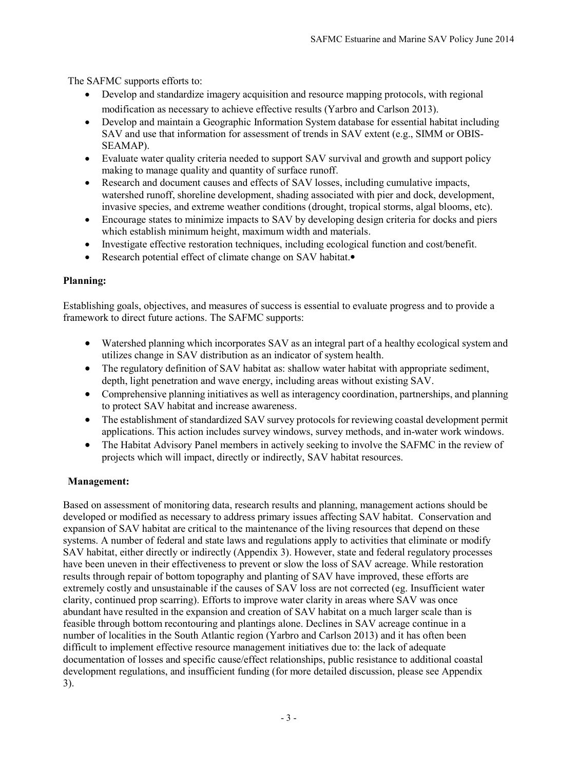The SAFMC supports efforts to:

- Develop and standardize imagery acquisition and resource mapping protocols, with regional modification as necessary to achieve effective results (Yarbro and Carlson 2013).
- Develop and maintain a Geographic Information System database for essential habitat including SAV and use that information for assessment of trends in SAV extent (e.g., SIMM or OBIS-SEAMAP).
- Evaluate water quality criteria needed to support SAV survival and growth and support policy making to manage quality and quantity of surface runoff.
- Research and document causes and effects of SAV losses, including cumulative impacts, watershed runoff, shoreline development, shading associated with pier and dock, development, invasive species, and extreme weather conditions (drought, tropical storms, algal blooms, etc).
- Encourage states to minimize impacts to SAV by developing design criteria for docks and piers which establish minimum height, maximum width and materials.
- Investigate effective restoration techniques, including ecological function and cost/benefit.
- Research potential effect of climate change on SAV habitat.•

**Planning:**

Establishing goals, objectives, and measures of success is essential to evaluate progress and to provide a framework to direct future actions. The SAFMC supports:

- Watershed planning which incorporates SAV as an integral part of a healthy ecological system and utilizes change in SAV distribution as an indicator of system health.
- The regulatory definition of SAV habitat as: shallow water habitat with appropriate sediment, depth, light penetration and wave energy, including areas without existing SAV.
- Comprehensive planning initiatives as well as interagency coordination, partnerships, and planning to protect SAV habitat and increase awareness.
- The establishment of standardized SAV survey protocols for reviewing coastal development permit applications. This action includes survey windows, survey methods, and in-water work windows.
- The Habitat Advisory Panel members in actively seeking to involve the SAFMC in the review of projects which will impact, directly or indirectly, SAV habitat resources.

**Management:**

Based on assessment of monitoring data, research results and planning, management actions should be developed or modified as necessary to address primary issues affecting SAV habitat. Conservation and expansion of SAV habitat are critical to the maintenance of the living resources that depend on these systems. A number of federal and state laws and regulations apply to activities that eliminate or modify SAV habitat, either directly or indirectly (Appendix 3). However, state and federal regulatory processes have been uneven in their effectiveness to prevent or slow the loss of SAV acreage. While restoration results through repair of bottom topography and planting of SAV have improved, these efforts are extremely costly and unsustainable if the causes of SAV loss are not corrected (eg. Insufficient water clarity, continued prop scarring). Efforts to improve water clarity in areas where SAV was once abundant have resulted in the expansion and creation of SAV habitat on a much larger scale than is feasible through bottom recontouring and plantings alone. Declines in SAV acreage continue in a number of localities in the South Atlantic region (Yarbro and Carlson 2013) and it has often been difficult to implement effective resource management initiatives due to: the lack of adequate documentation of losses and specific cause/effect relationships, public resistance to additional coastal development regulations, and insufficient funding (for more detailed discussion, please see Appendix 3).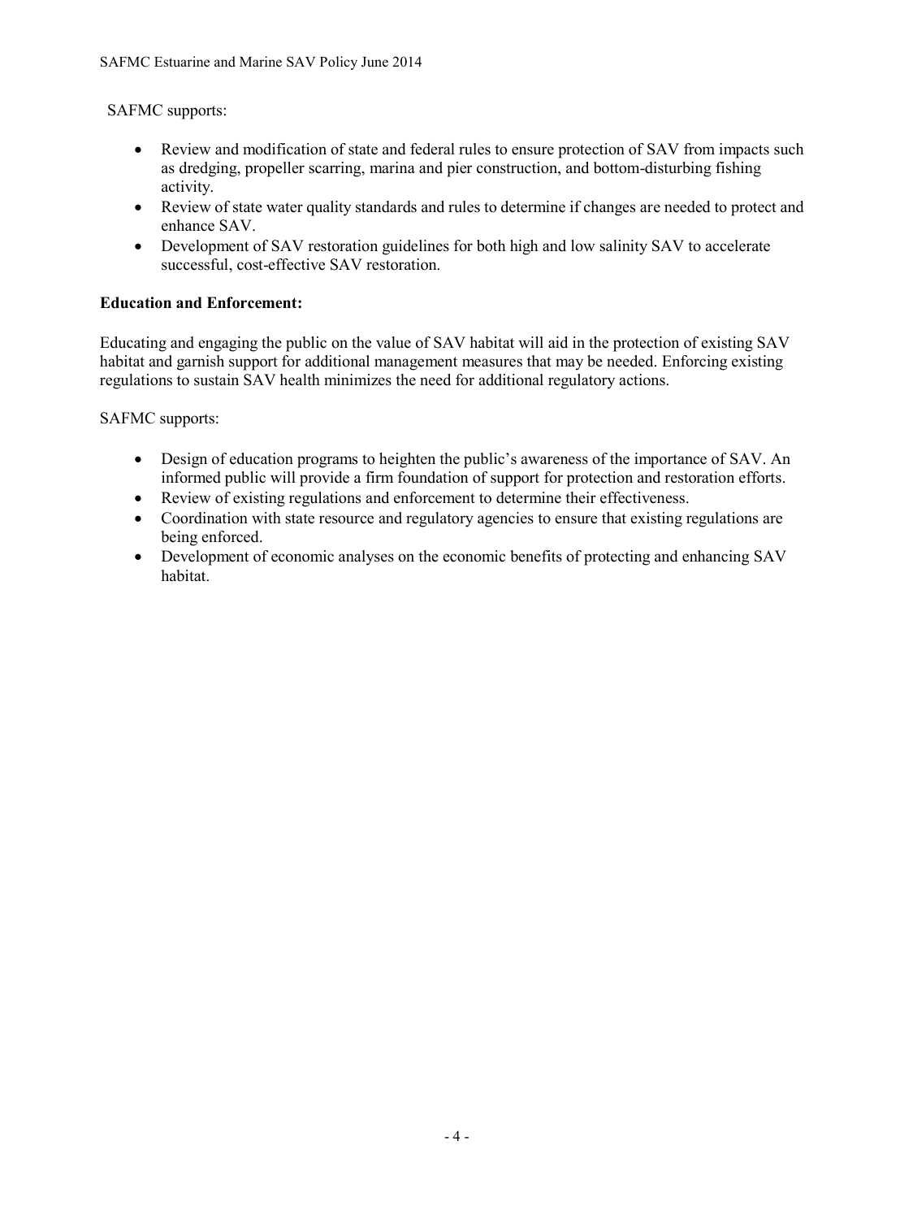SAFMC supports:

- Review and modification of state and federal rules to ensure protection of SAV from impacts such as dredging, propeller scarring, marina and pier construction, and bottom-disturbing fishing activity.
- Review of state water quality standards and rules to determine if changes are needed to protect and enhance SAV.
- Development of SAV restoration guidelines for both high and low salinity SAV to accelerate successful, cost-effective SAV restoration.

**Education and Enforcement:**

Educating and engaging the public on the value of SAV habitat will aid in the protection of existing SAV habitat and garnish support for additional management measures that may be needed. Enforcing existing regulations to sustain SAV health minimizes the need for additional regulatory actions.

SAFMC supports:

- Design of education programs to heighten the public's awareness of the importance of SAV. An informed public will provide a firm foundation of support for protection and restoration efforts.
- Review of existing regulations and enforcement to determine their effectiveness.
- Coordination with state resource and regulatory agencies to ensure that existing regulations are being enforced.
- Development of economic analyses on the economic benefits of protecting and enhancing SAV habitat.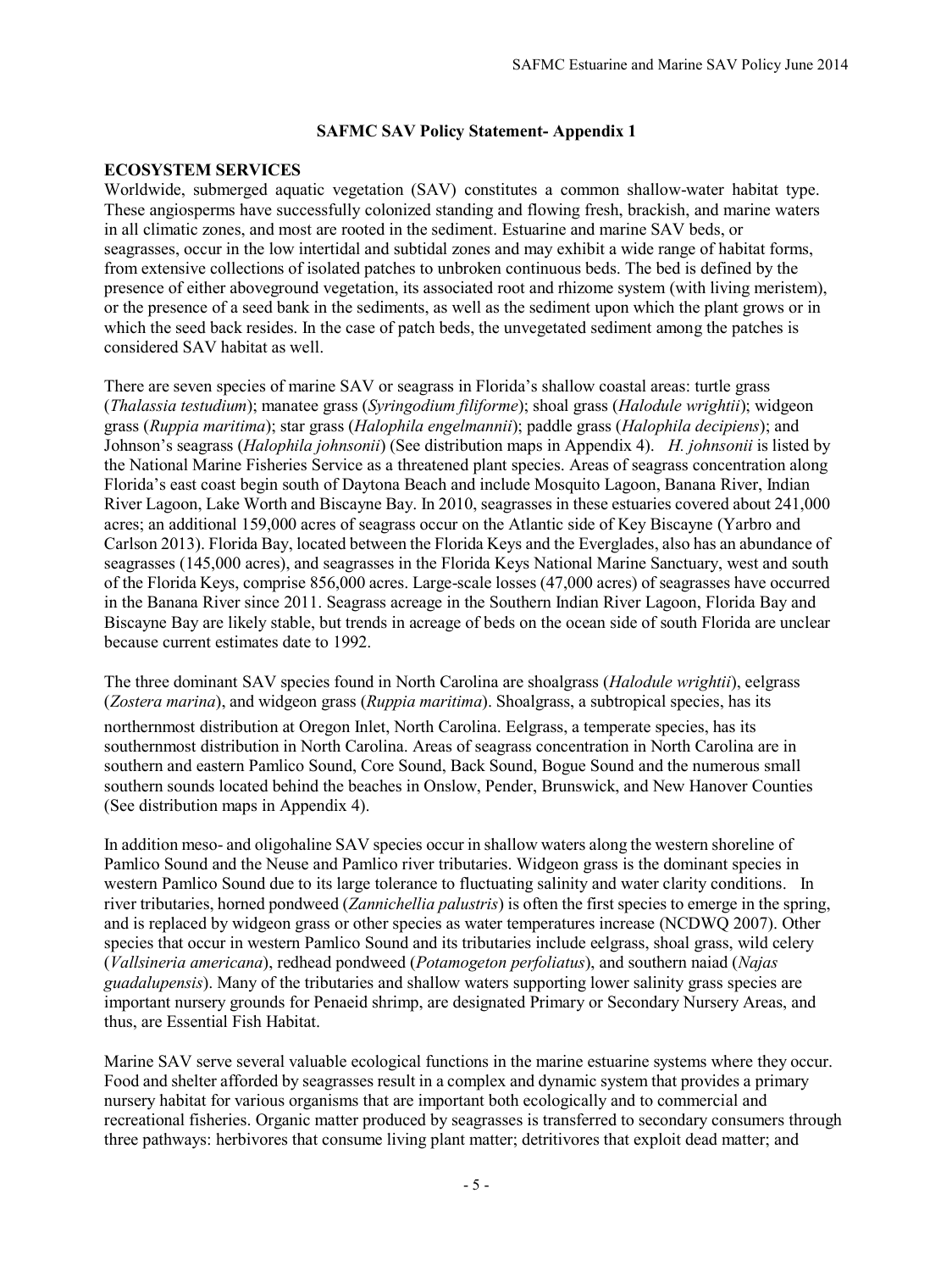### SAFMC SAV Policy Statement- Appendix 1

**ECOSYSTEM SERVICES**

Worldwide, submerged aquatic vegetation (SAV) constitutes a common shallow-water habitat type. These angiosperms have successfully colonized standing and flowing fresh, brackish, and marine waters in all climatic zones, and most are rooted in the sediment. Estuarine and marine SAV beds, or seagrasses, occur in the low intertidal and subtidal zones and may exhibit a wide range of habitat forms, from extensive collections of isolated patches to unbroken continuous beds. The bed is defined by the presence of either aboveground vegetation, its associated root and rhizome system (with living meristem), or the presence of a seed bank in the sediments, as well as the sediment upon which the plant grows or in which the seed back resides. In the case of patch beds, the unvegetated sediment among the patches is considered SAV habitat as well.

There are seven species of marine SAV or seagrass in Florida's shallow coastal areas: turtle grass (*Thalassia testudium*); manatee grass (*Syringodium filiforme*); shoal grass (*Halodule wrightii*); widgeon grass (*Ruppia maritima*); star grass (*Halophila engelmannii*); paddle grass (*Halophila decipiens*); and Johnson's seagrass (*Halophila johnsonii*) (See distribution maps in Appendix 4). *H. johnsonii* is listed by the National Marine Fisheries Service as a threatened plant species. Areas of seagrass concentration along Florida's east coast begin south of Daytona Beach and include Mosquito Lagoon, Banana River, Indian River Lagoon, Lake Worth and Biscayne Bay. In 2010, seagrasses in these estuaries covered about 241,000 acres; an additional 159,000 acres of seagrass occur on the Atlantic side of Key Biscayne (Yarbro and Carlson 2013). Florida Bay, located between the Florida Keys and the Everglades, also has an abundance of seagrasses (145,000 acres), and seagrasses in the Florida Keys National Marine Sanctuary, west and south of the Florida Keys, comprise 856,000 acres. Large-scale losses (47,000 acres) of seagrasses have occurred in the Banana River since 2011. Seagrass acreage in the Southern Indian River Lagoon, Florida Bay and Biscayne Bay are likely stable, but trends in acreage of beds on the ocean side of south Florida are unclear because current estimates date to 1992.

The three dominant SAV species found in North Carolina are shoalgrass (*Halodule wrightii*), eelgrass (*Zostera marina*), and widgeon grass (*Ruppia maritima*). Shoalgrass, a subtropical species, has its northernmost distribution at Oregon Inlet, North Carolina. Eelgrass, a temperate species, has its southernmost distribution in North Carolina. Areas of seagrass concentration in North Carolina are in southern and eastern Pamlico Sound, Core Sound, Back Sound, Bogue Sound and the numerous small southern sounds located behind the beaches in Onslow, Pender, Brunswick, and New Hanover Counties (See distribution maps in Appendix 4).

In addition meso- and oligohaline SAV species occur in shallow waters along the western shoreline of Pamlico Sound and the Neuse and Pamlico river tributaries. Widgeon grass is the dominant species in western Pamlico Sound due to its large tolerance to fluctuating salinity and water clarity conditions. In river tributaries, horned pondweed (*Zannichellia palustris*) is often the first species to emerge in the spring, and is replaced by widgeon grass or other species as water temperatures increase (NCDWQ 2007). Other species that occur in western Pamlico Sound and its tributaries include eelgrass, shoal grass, wild celery (*Vallsineria americana*), redhead pondweed (*Potamogeton perfoliatus*), and southern naiad (*Najas guadalupensis*). Many of the tributaries and shallow waters supporting lower salinity grass species are important nursery grounds for Penaeid shrimp, are designated Primary or Secondary Nursery Areas, and thus, are Essential Fish Habitat.

Marine SAV serve several valuable ecological functions in the marine estuarine systems where they occur. Food and shelter afforded by seagrasses result in a complex and dynamic system that provides a primary nursery habitat for various organisms that are important both ecologically and to commercial and recreational fisheries. Organic matter produced by seagrasses is transferred to secondary consumers through three pathways: herbivores that consume living plant matter; detritivores that exploit dead matter; and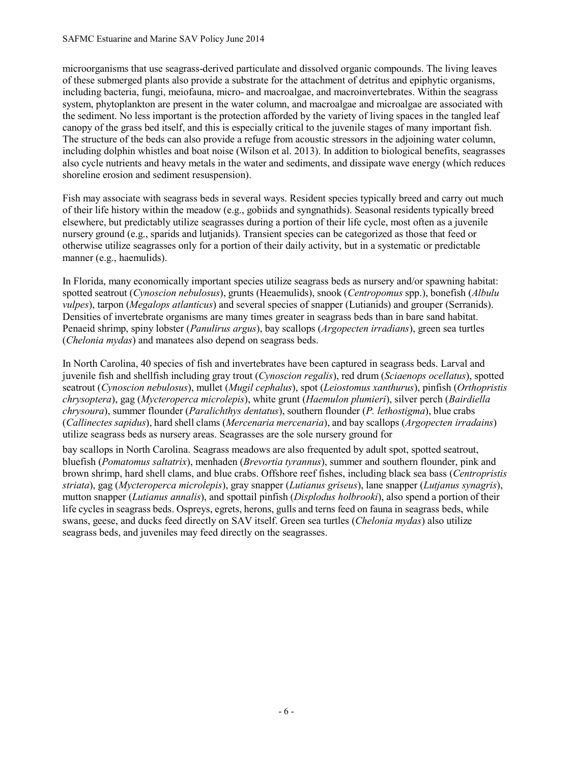microorganisms that use seagrass-derived particulate and dissolved organic compounds. The living leaves of these submerged plants also provide a substrate for the attachment of detritus and epiphytic organisms, including bacteria, fungi, meiofauna, micro- and macroalgae, and macroinvertebrates. Within the seagrass system, phytoplankton are present in the water column, and macroalgae and microalgae are associated with the sediment. No less important is the protection afforded by the variety of living spaces in the tangled leaf canopy of the grass bed itself, and this is especially critical to the juvenile stages of many important fish. The structure of the beds can also provide a refuge from acoustic stressors in the adjoining water column, including dolphin whistles and boat noise (Wilson et al. 2013). In addition to biological benefits, seagrasses also cycle nutrients and heavy metals in the water and sediments, and dissipate wave energy (which reduces shoreline erosion and sediment resuspension).

Fish may associate with seagrass beds in several ways. Resident species typically breed and carry out much of their life history within the meadow (e.g., gobiids and syngnathids). Seasonal residents typically breed elsewhere, but predictably utilize seagrasses during a portion of their life cycle, most often as a juvenile nursery ground (e.g., sparids and lutjanids). Transient species can be categorized as those that feed or otherwise utilize seagrasses only for a portion of their daily activity, but in a systematic or predictable manner (e.g., haemulids).

In Florida, many economically important species utilize seagrass beds as nursery and/or spawning habitat: spotted seatrout (*Cynoscion nebulosus*), grunts (Heaemulids), snook (*Centropomus* spp.), bonefish (*Albulu vulpes*), tarpon (*Megalops atlanticus*) and several species of snapper (Lutianids) and grouper (Serranids). Densities of invertebrate organisms are many times greater in seagrass beds than in bare sand habitat. Penaeid shrimp, spiny lobster (*Panulirus argus*), bay scallops (*Argopecten irradians*), green sea turtles (*Chelonia mydas*) and manatees also depend on seagrass beds.

In North Carolina, 40 species of fish and invertebrates have been captured in seagrass beds. Larval and juvenile fish and shellfish including gray trout (*Cynoscion regalis*), red drum (*Sciaenops ocellatus*), spotted seatrout (*Cynoscion nebulosus*), mullet (*Mugil cephalus*), spot (*Leiostomus xanthurus*), pinfish (*Orthopristis chrysoptera*), gag (*Mycteroperca microlepis*), white grunt (*Haemulon plumieri*), silver perch (*Bairdiella chrysoura*), summer flounder (*Paralichthys dentatus*), southern flounder (*P. lethostigma*), blue crabs (*Callinectes sapidus*), hard shell clams (*Mercenaria mercenaria*), and bay scallops (*Argopecten irradains*) utilize seagrass beds as nursery areas. Seagrasses are the sole nursery ground for bay scallops in North Carolina. Seagrass meadows are also frequented by adult spot, spotted seatrout, bluefish (*Pomatomus saltatrix*), menhaden (*Brevortia tyrannus*), summer and southern flounder, pink and brown shrimp, hard shell clams, and blue crabs. Offshore reef fishes, including black sea bass (*Centropristis striata*), gag (*Mycteroperca microlepis*), gray snapper (*Lutianus griseus*), lane snapper (*Lutjanus synagris*), mutton snapper (*Lutianus annalis*), and spottail pinfish (*Displodus holbrooki*), also spend a portion of their life cycles in seagrass beds. Ospreys, egrets, herons, gulls and terns feed on fauna in seagrass beds, while swans, geese, and ducks feed directly on SAV itself. Green sea turtles (*Chelonia mydas*) also utilize seagrass beds, and juveniles may feed directly on the seagrasses.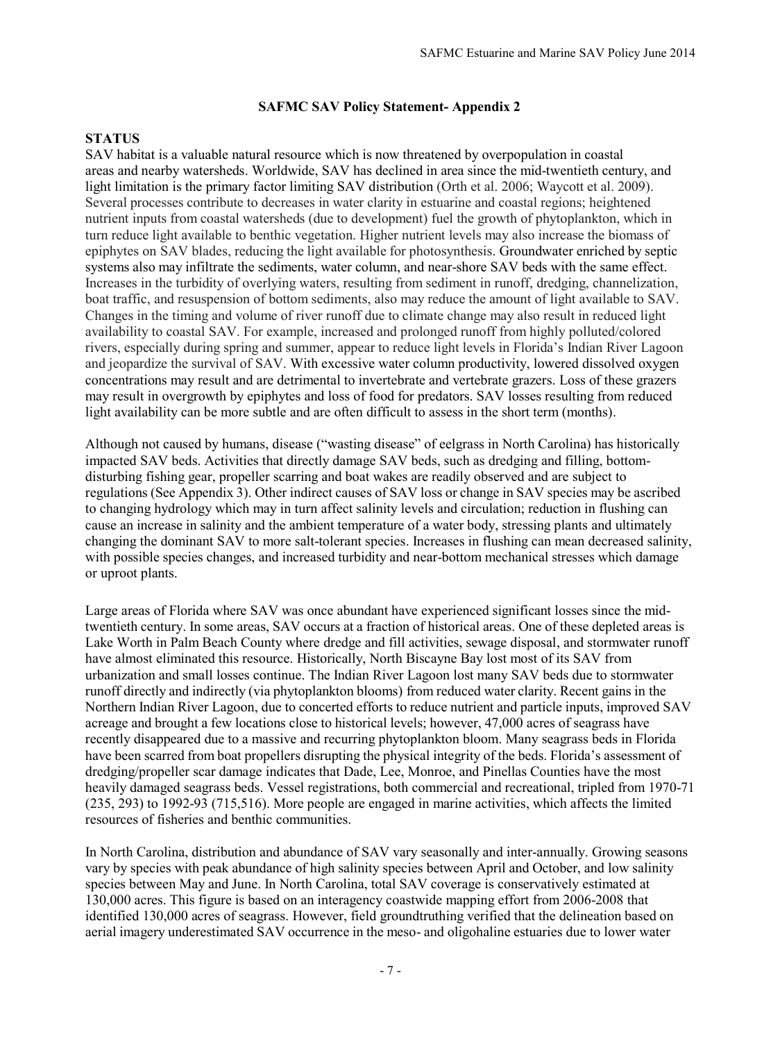**SAFMC SAV Policy Statement- Appendix 2**

**STATUS**

SAV habitat is a valuable natural resource which is now threatened by overpopulation in coastal areas and nearby watersheds. Worldwide, SAV has declined in area since the mid-twentieth century, and light limitation is the primary factor limiting SAV distribution (Orth et al. 2006; Waycott et al. 2009). Several processes contribute to decreases in water clarity in estuarine and coastal regions; heightened nutrient inputs from coastal watersheds (due to development) fuel the growth of phytoplankton, which in turn reduce light available to benthic vegetation. Higher nutrient levels may also increase the biomass of epiphytes on SAV blades, reducing the light available for photosynthesis. Groundwater enriched by septic systems also may infiltrate the sediments, water column, and near-shore SAV beds with the same effect. Increases in the turbidity of overlying waters, resulting from sediment in runoff, dredging, channelization, boat traffic, and resuspension of bottom sediments, also may reduce the amount of light available to SAV. Changes in the timing and volume of river runoff due to climate change may also result in reduced light availability to coastal SAV. For example, increased and prolonged runoff from highly polluted/colored rivers, especially during spring and summer, appear to reduce light levels in Florida's Indian River Lagoon and jeopardize the survival of SAV. With excessive water column productivity, lowered dissolved oxygen concentrations may result and are detrimental to invertebrate and vertebrate grazers. Loss of these grazers may result in overgrowth by epiphytes and loss of food for predators. SAV losses resulting from reduced light availability can be more subtle and are often difficult to assess in the short term (months).

Although not caused by humans, disease ("wasting disease" of eelgrass in North Carolina) has historically impacted SAV beds. Activities that directly damage SAV beds, such as dredging and filling, bottom-disturbing fishing gear, propeller scarring and boat wakes are readily observed and are subject to regulations (See Appendix 3). Other indirect causes of SAV loss or change in SAV species may be ascribed to changing hydrology which may in turn affect salinity levels and circulation; reduction in flushing can cause an increase in salinity and the ambient temperature of a water body, stressing plants and ultimately changing the dominant SAV to more salt-tolerant species. Increases in flushing can mean decreased salinity, with possible species changes, and increased turbidity and near-bottom mechanical stresses which damage or uproot plants.

Large areas of Florida where SAV was once abundant have experienced significant losses since the mid-twentieth century. In some areas, SAV occurs at a fraction of historical areas. One of these depleted areas is Lake Worth in Palm Beach County where dredge and fill activities, sewage disposal, and stormwater runoff have almost eliminated this resource. Historically, North Biscayne Bay lost most of its SAV from urbanization and small losses continue. The Indian River Lagoon lost many SAV beds due to stormwater runoff directly and indirectly (via phytoplankton blooms) from reduced water clarity. Recent gains in the Northern Indian River Lagoon, due to concerted efforts to reduce nutrient and particle inputs, improved SAV acreage and brought a few locations close to historical levels; however, 47,000 acres of seagrass have recently disappeared due to a massive and recurring phytoplankton bloom. Many seagrass beds in Florida have been scarred from boat propellers disrupting the physical integrity of the beds. Florida's assessment of dredging/propeller scar damage indicates that Dade, Lee, Monroe, and Pinellas Counties have the most heavily damaged seagrass beds. Vessel registrations, both commercial and recreational, tripled from 1970-71 (235, 293) to 1992-93 (715,516). More people are engaged in marine activities, which affects the limited resources of fisheries and benthic communities.

In North Carolina, distribution and abundance of SAV vary seasonally and inter-annually. Growing seasons vary by species with peak abundance of high salinity species between April and October, and low salinity species between May and June. In North Carolina, total SAV coverage is conservatively estimated at 130,000 acres. This figure is based on an interagency coastwide mapping effort from 2006-2008 that identified 130,000 acres of seagrass. However, field groundtruthing verified that the delineation based on aerial imagery underestimated SAV occurrence in the meso- and oligohaline estuaries due to lower water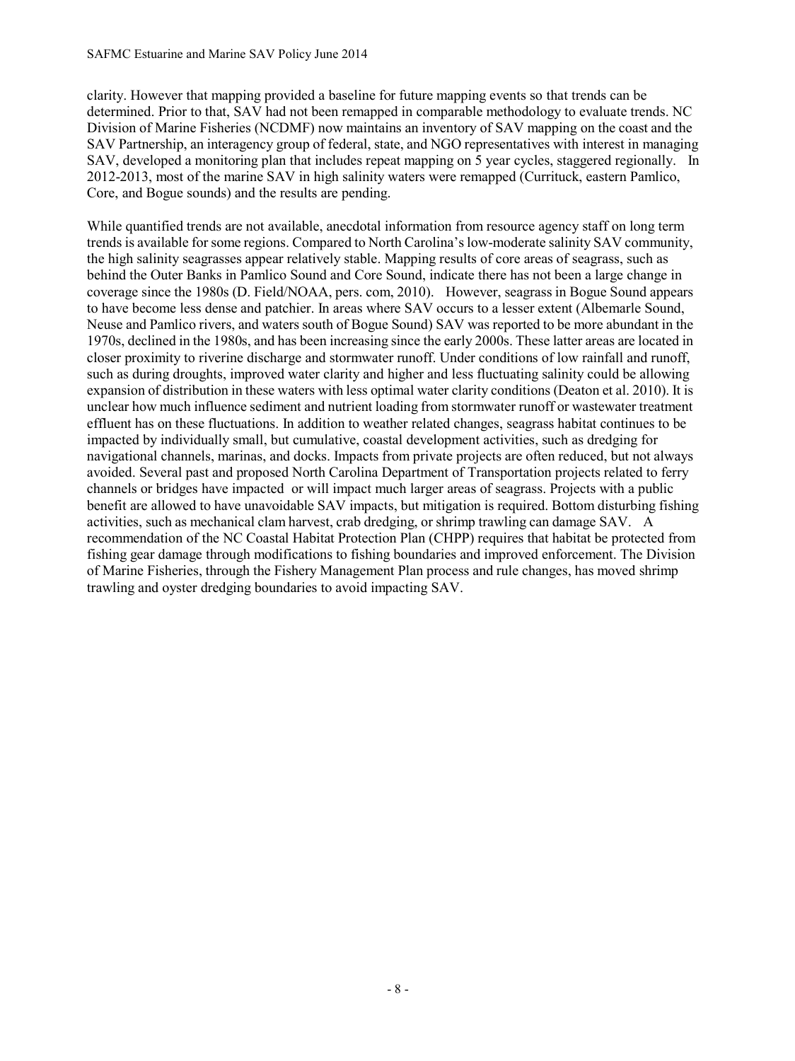clarity. However that mapping provided a baseline for future mapping events so that trends can be determined. Prior to that, SAV had not been remapped in comparable methodology to evaluate trends. NC Division of Marine Fisheries (NCDMF) now maintains an inventory of SAV mapping on the coast and the SAV Partnership, an interagency group of federal, state, and NGO representatives with interest in managing SAV, developed a monitoring plan that includes repeat mapping on 5 year cycles, staggered regionally. In 2012-2013, most of the marine SAV in high salinity waters were remapped (Currituck, eastern Pamlico, Core, and Bogue sounds) and the results are pending.

While quantified trends are not available, anecdotal information from resource agency staff on long term trends is available for some regions. Compared to North Carolina's low-moderate salinity SAV community, the high salinity seagrasses appear relatively stable. Mapping results of core areas of seagrass, such as behind the Outer Banks in Pamlico Sound and Core Sound, indicate there has not been a large change in coverage since the 1980s (D. Field/NOAA, pers. com, 2010). However, seagrass in Bogue Sound appears to have become less dense and patchier. In areas where SAV occurs to a lesser extent (Albemarle Sound, Neuse and Pamlico rivers, and waters south of Bogue Sound) SAV was reported to be more abundant in the 1970s, declined in the 1980s, and has been increasing since the early 2000s. These latter areas are located in closer proximity to riverine discharge and stormwater runoff. Under conditions of low rainfall and runoff, such as during droughts, improved water clarity and higher and less fluctuating salinity could be allowing expansion of distribution in these waters with less optimal water clarity conditions (Deaton et al. 2010). It is unclear how much influence sediment and nutrient loading from stormwater runoff or wastewater treatment effluent has on these fluctuations. In addition to weather related changes, seagrass habitat continues to be impacted by individually small, but cumulative, coastal development activities, such as dredging for navigational channels, marinas, and docks. Impacts from private projects are often reduced, but not always avoided. Several past and proposed North Carolina Department of Transportation projects related to ferry channels or bridges have impacted or will impact much larger areas of seagrass. Projects with a public benefit are allowed to have unavoidable SAV impacts, but mitigation is required. Bottom disturbing fishing activities, such as mechanical clam harvest, crab dredging, or shrimp trawling can damage SAV. A recommendation of the NC Coastal Habitat Protection Plan (CHPP) requires that habitat be protected from fishing gear damage through modifications to fishing boundaries and improved enforcement. The Division of Marine Fisheries, through the Fishery Management Plan process and rule changes, has moved shrimp trawling and oyster dredging boundaries to avoid impacting SAV.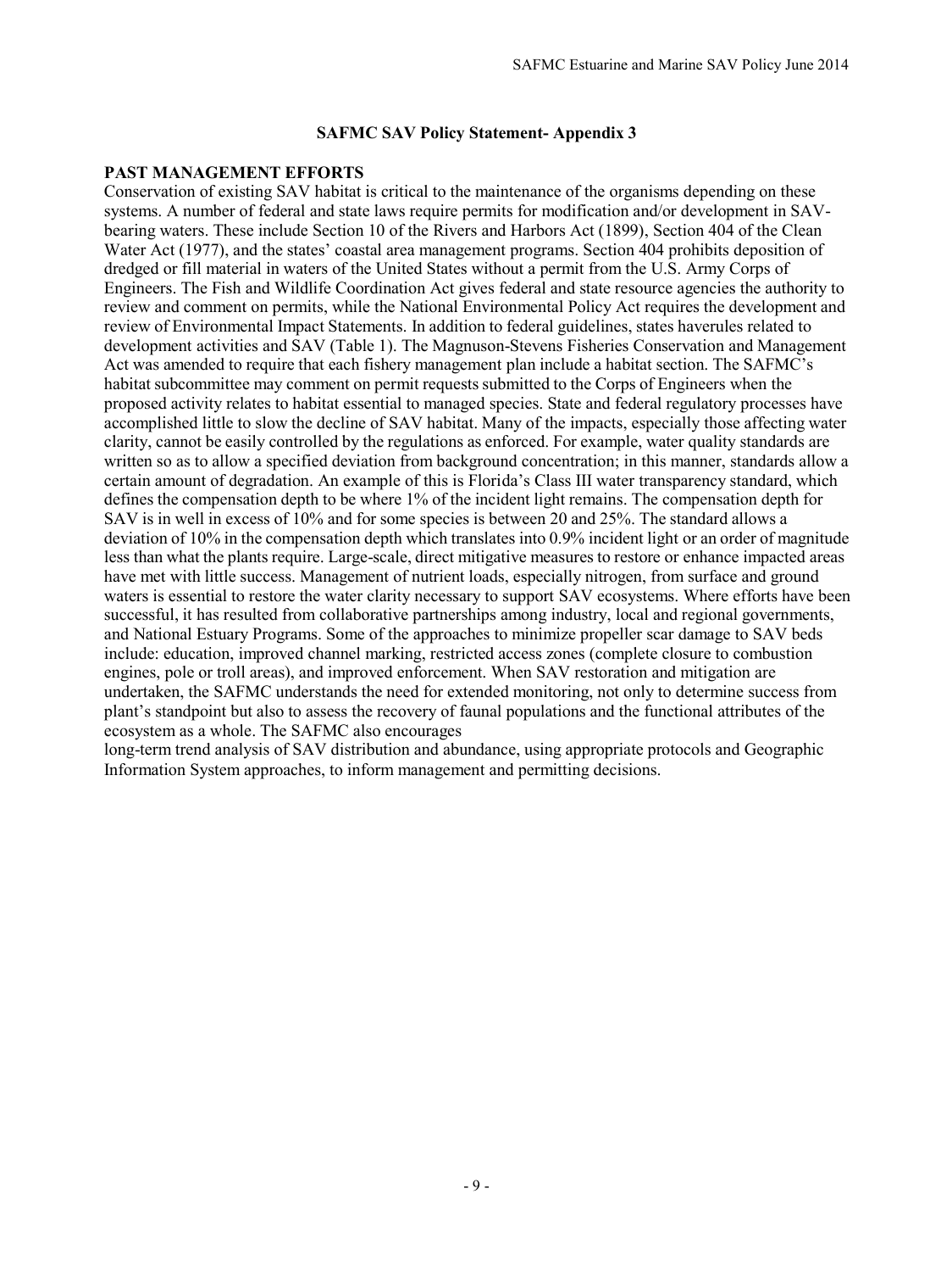## SAFMC SAV Policy Statement- Appendix 3

**PAST MANAGEMENT EFFORTS**

Conservation of existing SAV habitat is critical to the maintenance of the organisms depending on these systems. A number of federal and state laws require permits for modification and/or development in SAV-bearing waters. These include Section 10 of the Rivers and Harbors Act (1899), Section 404 of the Clean Water Act (1977), and the states' coastal area management programs. Section 404 prohibits deposition of dredged or fill material in waters of the United States without a permit from the U.S. Army Corps of Engineers. The Fish and Wildlife Coordination Act gives federal and state resource agencies the authority to review and comment on permits, while the National Environmental Policy Act requires the development and review of Environmental Impact Statements. In addition to federal guidelines, states haverules related to development activities and SAV (Table 1). The Magnuson-Stevens Fisheries Conservation and Management Act was amended to require that each fishery management plan include a habitat section. The SAFMC's habitat subcommittee may comment on permit requests submitted to the Corps of Engineers when the proposed activity relates to habitat essential to managed species. State and federal regulatory processes have accomplished little to slow the decline of SAV habitat. Many of the impacts, especially those affecting water clarity, cannot be easily controlled by the regulations as enforced. For example, water quality standards are written so as to allow a specified deviation from background concentration; in this manner, standards allow a certain amount of degradation. An example of this is Florida's Class III water transparency standard, which defines the compensation depth to be where 1% of the incident light remains. The compensation depth for SAV is in well in excess of 10% and for some species is between 20 and 25%. The standard allows a deviation of 10% in the compensation depth which translates into 0.9% incident light or an order of magnitude less than what the plants require. Large-scale, direct mitigative measures to restore or enhance impacted areas have met with little success. Management of nutrient loads, especially nitrogen, from surface and ground waters is essential to restore the water clarity necessary to support SAV ecosystems. Where efforts have been successful, it has resulted from collaborative partnerships among industry, local and regional governments, and National Estuary Programs. Some of the approaches to minimize propeller scar damage to SAV beds include: education, improved channel marking, restricted access zones (complete closure to combustion engines, pole or troll areas), and improved enforcement. When SAV restoration and mitigation are undertaken, the SAFMC understands the need for extended monitoring, not only to determine success from plant's standpoint but also to assess the recovery of faunal populations and the functional attributes of the ecosystem as a whole. The SAFMC also encourages long-term trend analysis of SAV distribution and abundance, using appropriate protocols and Geographic Information System approaches, to inform management and permitting decisions.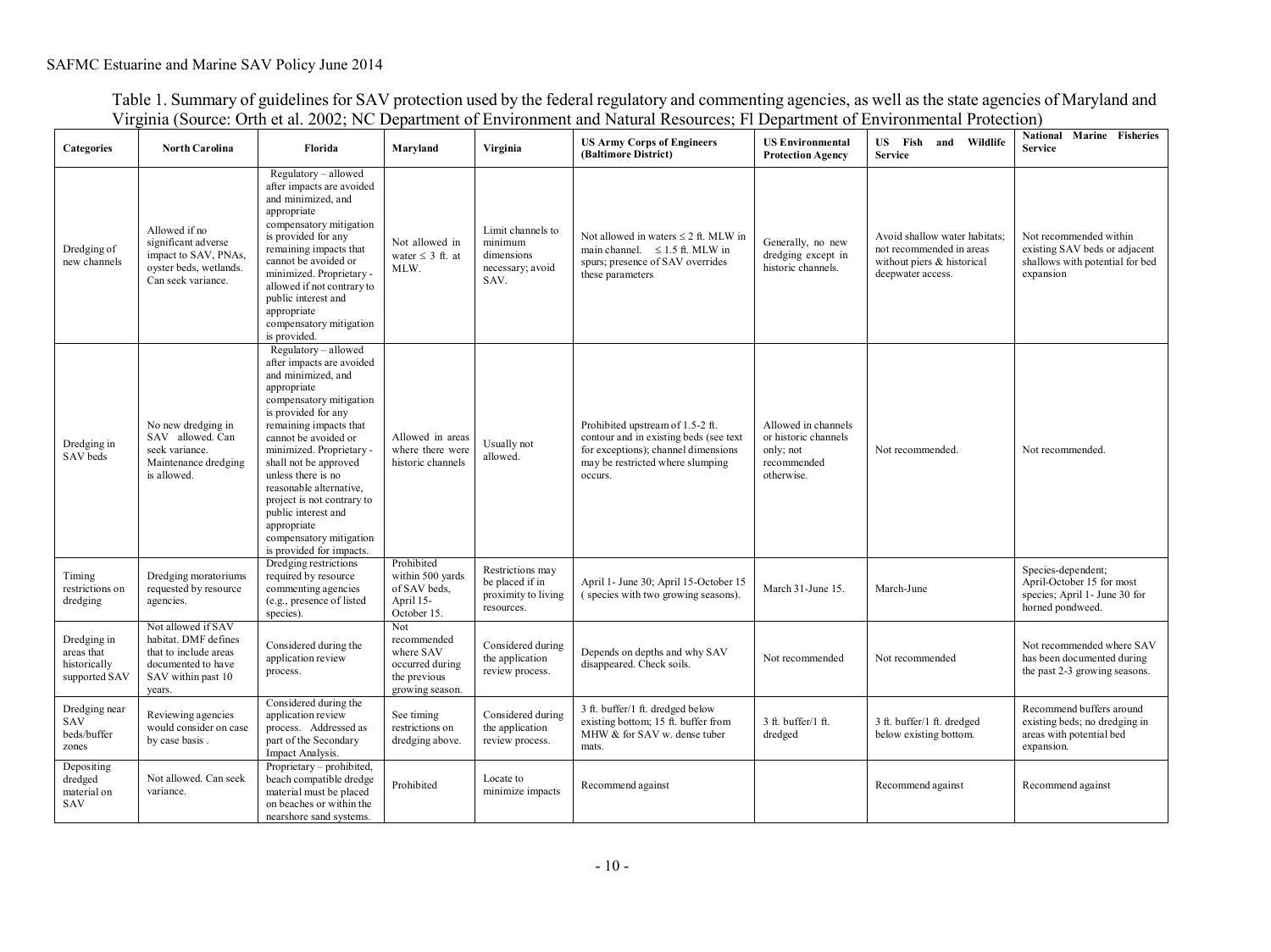Table 1. Summary of guidelines for SAV protection used by the federal regulatory and commenting agencies, as well as the state agencies of Maryland and Virginia (Source: Orth et al. 2002; NC Department of Environment and Natural Resources; Fl Department of Environmental Protection)

| Categories | North Carolina | Florida | Maryland | Virginia | US Army Corps of Engineers (Baltimore District) | US Environmental Protection Agency | US Fish and Wildlife Service | National Marine Fisheries Service |
|---|---|---|---|---|---|---|---|---|
| Dredging of new channels | Allowed if no significant adverse impact to SAV, PNAs, oyster beds, wetlands. Can seek variance. | Regulatory – allowed after impacts are avoided and minimized, and appropriate compensatory mitigation is provided for any remaining impacts that cannot be avoided or minimized. Proprietary - allowed if not contrary to public interest and appropriate compensatory mitigation is provided. | Not allowed in water ≤ 3 ft. at MLW. | Limit channels to minimum dimensions necessary; avoid SAV. | Not allowed in waters ≤ 2 ft. MLW in main channel. ≤ 1.5 ft. MLW in spurs; presence of SAV overrides these parameters | Generally, no new dredging except in historic channels. | Avoid shallow water habitats; not recommended in areas without piers & historical deepwater access. | Not recommended within existing SAV beds or adjacent shallows with potential for bed expansion |
| Dredging in SAV beds | No new dredging in SAV allowed. Can seek variance. Maintenance dredging is allowed. | Regulatory – allowed after impacts are avoided and minimized, and appropriate compensatory mitigation is provided for any remaining impacts that cannot be avoided or minimized. Proprietary - shall not be approved unless there is no reasonable alternative, project is not contrary to public interest and appropriate compensatory mitigation is provided for impacts. | Allowed in areas where there were historic channels | Usually not allowed. | Prohibited upstream of 1.5-2 ft. contour and in existing beds (see text for exceptions); channel dimensions may be restricted where slumping occurs. | Allowed in channels or historic channels only; not recommended otherwise. | Not recommended. | Not recommended. |
| Timing restrictions on dredging | Dredging moratoriums requested by resource agencies. | Dredging restrictions required by resource commenting agencies (e.g., presence of listed species). | Prohibited within 500 yards of SAV beds, April 15- October 15. | Restrictions may be placed if in proximity to living resources. | April 1- June 30; April 15-October 15 ( species with two growing seasons). | March 31-June 15. | March-June | Species-dependent; April-October 15 for most species; April 1- June 30 for horned pondweed. |
| Dredging in areas that historically supported SAV | Not allowed if SAV habitat. DMF defines that to include areas documented to have SAV within past 10 years. | Considered during the application review process. | Not recommended where SAV occurred during the previous growing season. | Considered during the application review process. | Depends on depths and why SAV disappeared. Check soils. | Not recommended | Not recommended | Not recommended where SAV has been documented during the past 2-3 growing seasons. |
| Dredging near SAV beds/buffer zones | Reviewing agencies would consider on case by case basis . | Considered during the application review process. Addressed as part of the Secondary Impact Analysis. | See timing restrictions on dredging above. | Considered during the application review process. | 3 ft. buffer/1 ft. dredged below existing bottom; 15 ft. buffer from MHW & for SAV w. dense tuber mats. | 3 ft. buffer/1 ft. dredged | 3 ft. buffer/1 ft. dredged below existing bottom. | Recommend buffers around existing beds; no dredging in areas with potential bed expansion. |
| Depositing dredged material on SAV | Not allowed. Can seek variance. | Proprietary – prohibited, beach compatible dredge material must be placed on beaches or within the nearshore sand systems. | Prohibited | Locate to minimize impacts | Recommend against | | Recommend against | Recommend against |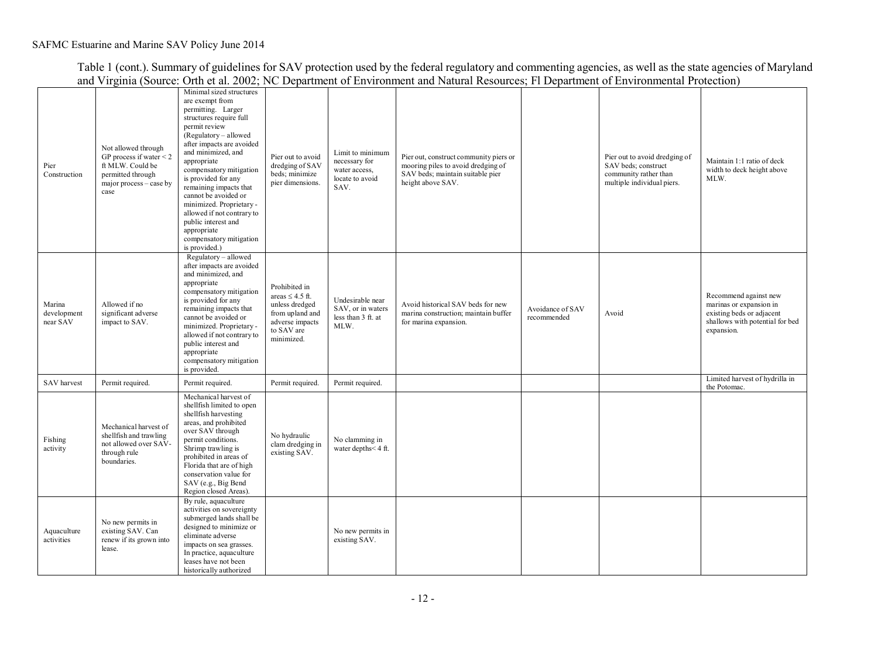Table 1 (cont.). Summary of guidelines for SAV protection used by the federal regulatory and commenting agencies, as well as the state agencies of Maryland and Virginia (Source: Orth et al. 2002; NC Department of Environment and Natural Resources; Fl Department of Environmental Protection)

| | | | | | | | | |
|---|---|---|---|---|---|---|---|---|
| Pier Construction | Not allowed through GP process if water < 2 ft MLW. Could be permitted through major process – case by case | Minimal sized structures are exempt from permitting. Larger structures require full permit review (Regulatory – allowed after impacts are avoided and minimized, and appropriate compensatory mitigation is provided for any remaining impacts that cannot be avoided or minimized. Proprietary - allowed if not contrary to public interest and appropriate compensatory mitigation is provided.) | Pier out to avoid dredging of SAV beds; minimize pier dimensions. | Limit to minimum necessary for water access, locate to avoid SAV. | Pier out, construct community piers or mooring piles to avoid dredging of SAV beds; maintain suitable pier height above SAV. | | Pier out to avoid dredging of SAV beds; construct community rather than multiple individual piers. | Maintain 1:1 ratio of deck width to deck height above MLW. |
| Marina development near SAV | Allowed if no significant adverse impact to SAV. | Regulatory – allowed after impacts are avoided and minimized, and appropriate compensatory mitigation is provided for any remaining impacts that cannot be avoided or minimized. Proprietary - allowed if not contrary to public interest and appropriate compensatory mitigation is provided. | Prohibited in areas ≤ 4.5 ft. unless dredged from upland and adverse impacts to SAV are minimized. | Undesirable near SAV, or in waters less than 3 ft. at MLW. | Avoid historical SAV beds for new marina construction; maintain buffer for marina expansion. | Avoidance of SAV recommended | Avoid | Recommend against new marinas or expansion in existing beds or adjacent shallows with potential for bed expansion. |
| SAV harvest | Permit required. | Permit required. | Permit required. | Permit required. | | | | Limited harvest of hydrilla in the Potomac. |
| Fishing activity | Mechanical harvest of shellfish and trawling not allowed over SAV- through rule boundaries. | Mechanical harvest of shellfish limited to open shellfish harvesting areas, and prohibited over SAV through permit conditions. Shrimp trawling is prohibited in areas of Florida that are of high conservation value for SAV (e.g., Big Bend Region closed Areas). | No hydraulic clam dredging in existing SAV. | No clamming in water depths< 4 ft. | | | | |
| Aquaculture activities | No new permits in existing SAV. Can renew if its grown into lease. | By rule, aquaculture activities on sovereignty submerged lands shall be designed to minimize or eliminate adverse impacts on sea grasses. In practice, aquaculture leases have not been historically authorized | | No new permits in existing SAV. | | | | |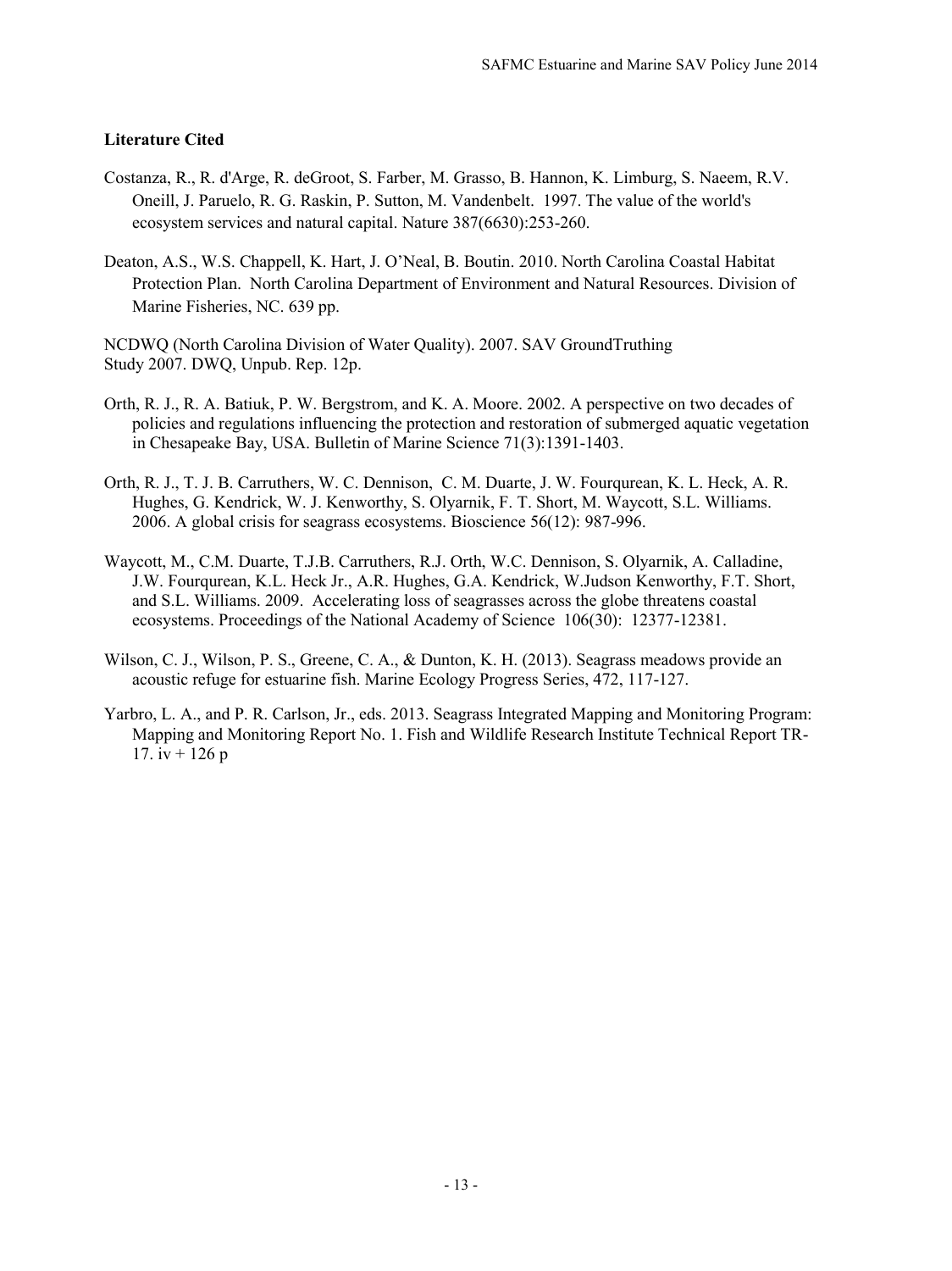**Literature Cited**

Costanza, R., R. d'Arge, R. deGroot, S. Farber, M. Grasso, B. Hannon, K. Limburg, S. Naeem, R.V. Oneill, J. Paruelo, R. G. Raskin, P. Sutton, M. Vandenbelt. 1997. The value of the world's ecosystem services and natural capital. Nature 387(6630):253-260.

Deaton, A.S., W.S. Chappell, K. Hart, J. O'Neal, B. Boutin. 2010. North Carolina Coastal Habitat Protection Plan. North Carolina Department of Environment and Natural Resources. Division of Marine Fisheries, NC. 639 pp.

NCDWQ (North Carolina Division of Water Quality). 2007. SAV GroundTruthing Study 2007. DWQ, Unpub. Rep. 12p.

Orth, R. J., R. A. Batiuk, P. W. Bergstrom, and K. A. Moore. 2002. A perspective on two decades of policies and regulations influencing the protection and restoration of submerged aquatic vegetation in Chesapeake Bay, USA. Bulletin of Marine Science 71(3):1391-1403.

Orth, R. J., T. J. B. Carruthers, W. C. Dennison, C. M. Duarte, J. W. Fourqurean, K. L. Heck, A. R. Hughes, G. Kendrick, W. J. Kenworthy, S. Olyarnik, F. T. Short, M. Waycott, S.L. Williams. 2006. A global crisis for seagrass ecosystems. Bioscience 56(12): 987-996.

Waycott, M., C.M. Duarte, T.J.B. Carruthers, R.J. Orth, W.C. Dennison, S. Olyarnik, A. Calladine, J.W. Fourqurean, K.L. Heck Jr., A.R. Hughes, G.A. Kendrick, W.Judson Kenworthy, F.T. Short, and S.L. Williams. 2009. Accelerating loss of seagrasses across the globe threatens coastal ecosystems. Proceedings of the National Academy of Science 106(30): 12377-12381.

Wilson, C. J., Wilson, P. S., Greene, C. A., & Dunton, K. H. (2013). Seagrass meadows provide an acoustic refuge for estuarine fish. Marine Ecology Progress Series, 472, 117-127.

Yarbro, L. A., and P. R. Carlson, Jr., eds. 2013. Seagrass Integrated Mapping and Monitoring Program: Mapping and Monitoring Report No. 1. Fish and Wildlife Research Institute Technical Report TR-17. iv + 126 p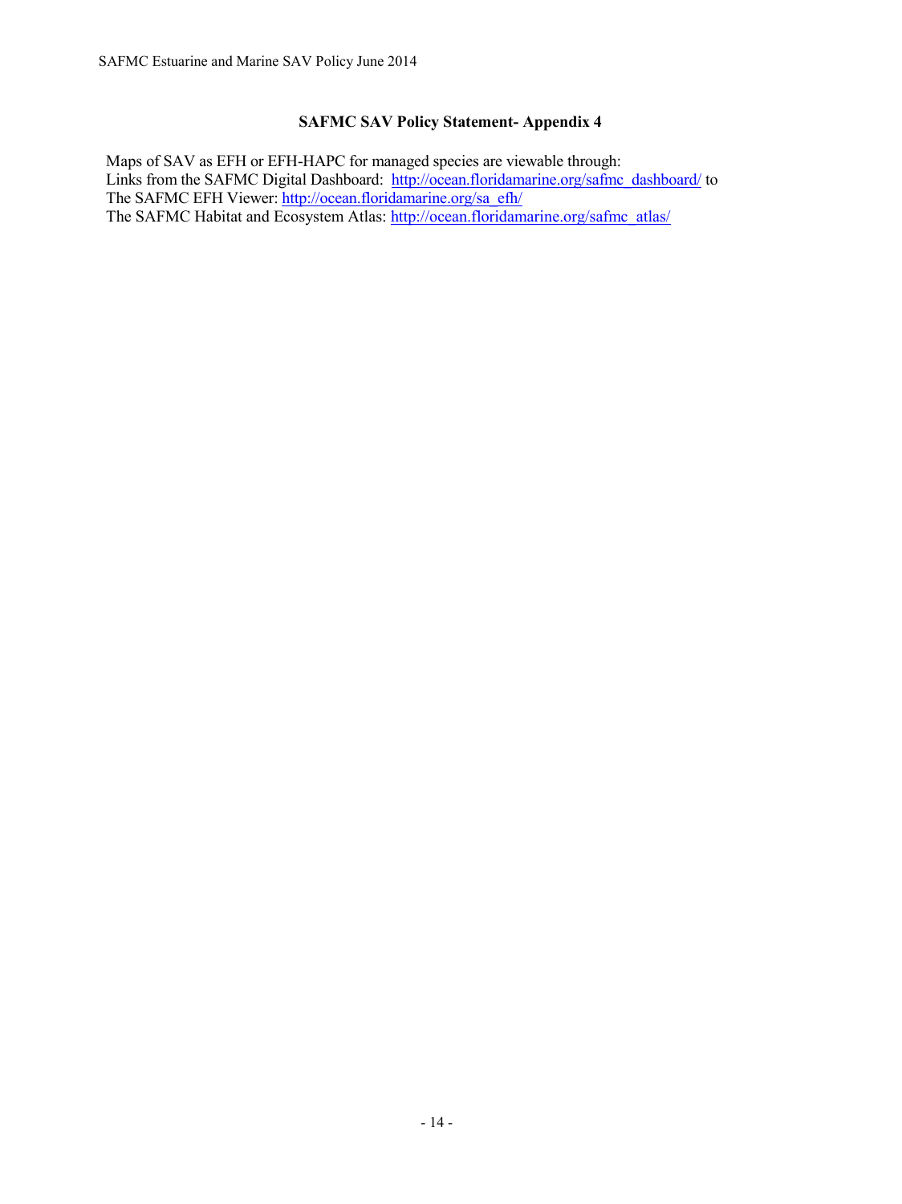## SAFMC SAV Policy Statement- Appendix 4

Maps of SAV as EFH or EFH-HAPC for managed species are viewable through:
Links from the SAFMC Digital Dashboard: http://ocean.floridamarine.org/safmc_dashboard/ to
The SAFMC EFH Viewer: http://ocean.floridamarine.org/sa_efh/
The SAFMC Habitat and Ecosystem Atlas: http://ocean.floridamarine.org/safmc_atlas/